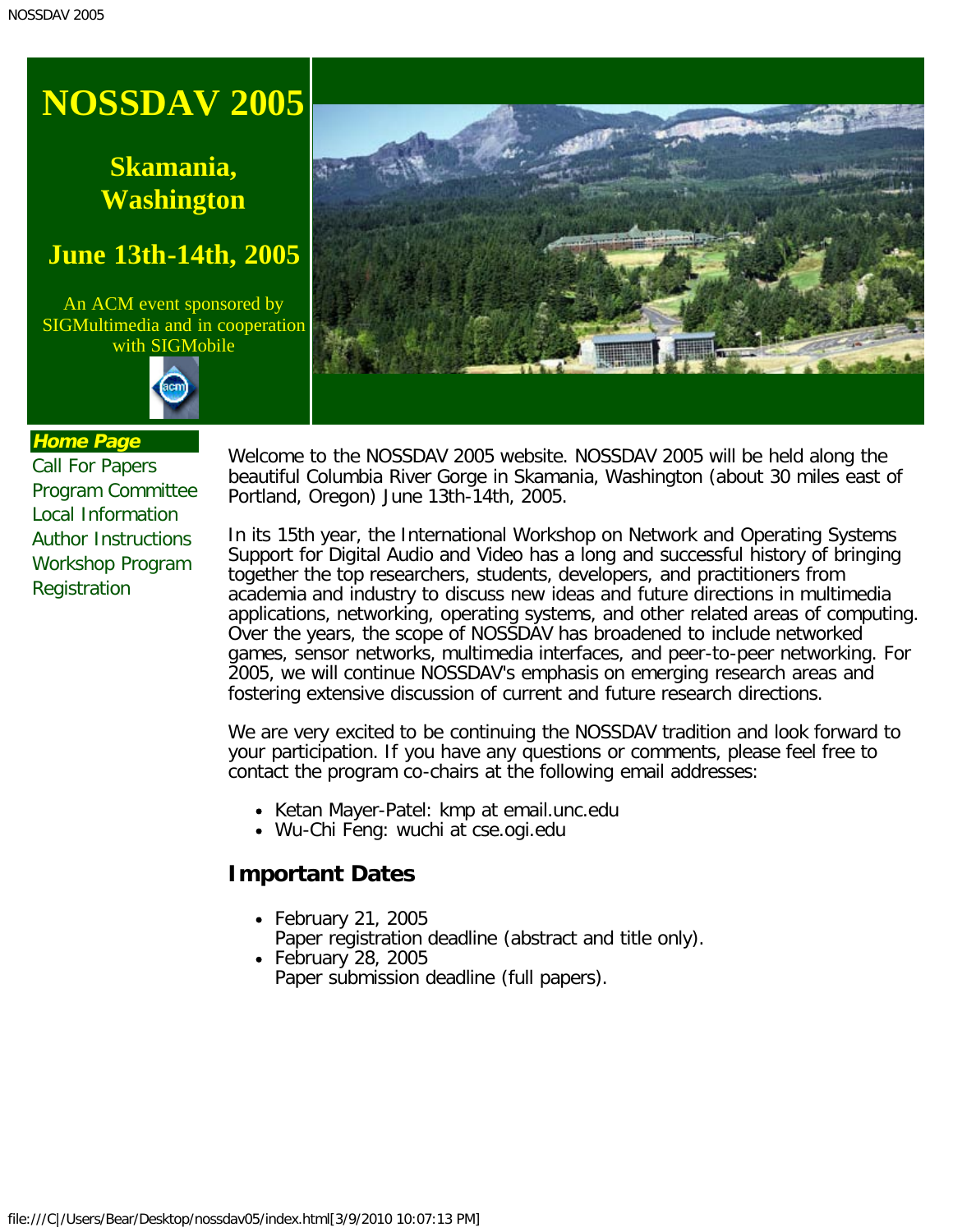# NOSSDAV 2005

## Skamania, Washington

## June 13th-14th, 2005

An ACM event sponsored by SIGMultimedia and in cooperation with SIGMobile

***Home Page***
Call For Papers
Program Committee
Local Information
Author Instructions
Workshop Program
Registration

Welcome to the NOSSDAV 2005 website. NOSSDAV 2005 will be held along the beautiful Columbia River Gorge in Skamania, Washington (about 30 miles east of Portland, Oregon) June 13th-14th, 2005.

In its 15th year, the International Workshop on Network and Operating Systems Support for Digital Audio and Video has a long and successful history of bringing together the top researchers, students, developers, and practitioners from academia and industry to discuss new ideas and future directions in multimedia applications, networking, operating systems, and other related areas of computing. Over the years, the scope of NOSSDAV has broadened to include networked games, sensor networks, multimedia interfaces, and peer-to-peer networking. For 2005, we will continue NOSSDAV's emphasis on emerging research areas and fostering extensive discussion of current and future research directions.

We are very excited to be continuing the NOSSDAV tradition and look forward to your participation. If you have any questions or comments, please feel free to contact the program co-chairs at the following email addresses:

- Ketan Mayer-Patel: kmp at email.unc.edu
- Wu-Chi Feng: wuchi at cse.ogi.edu

### Important Dates

- February 21, 2005
  Paper registration deadline (abstract and title only).
- February 28, 2005
  Paper submission deadline (full papers).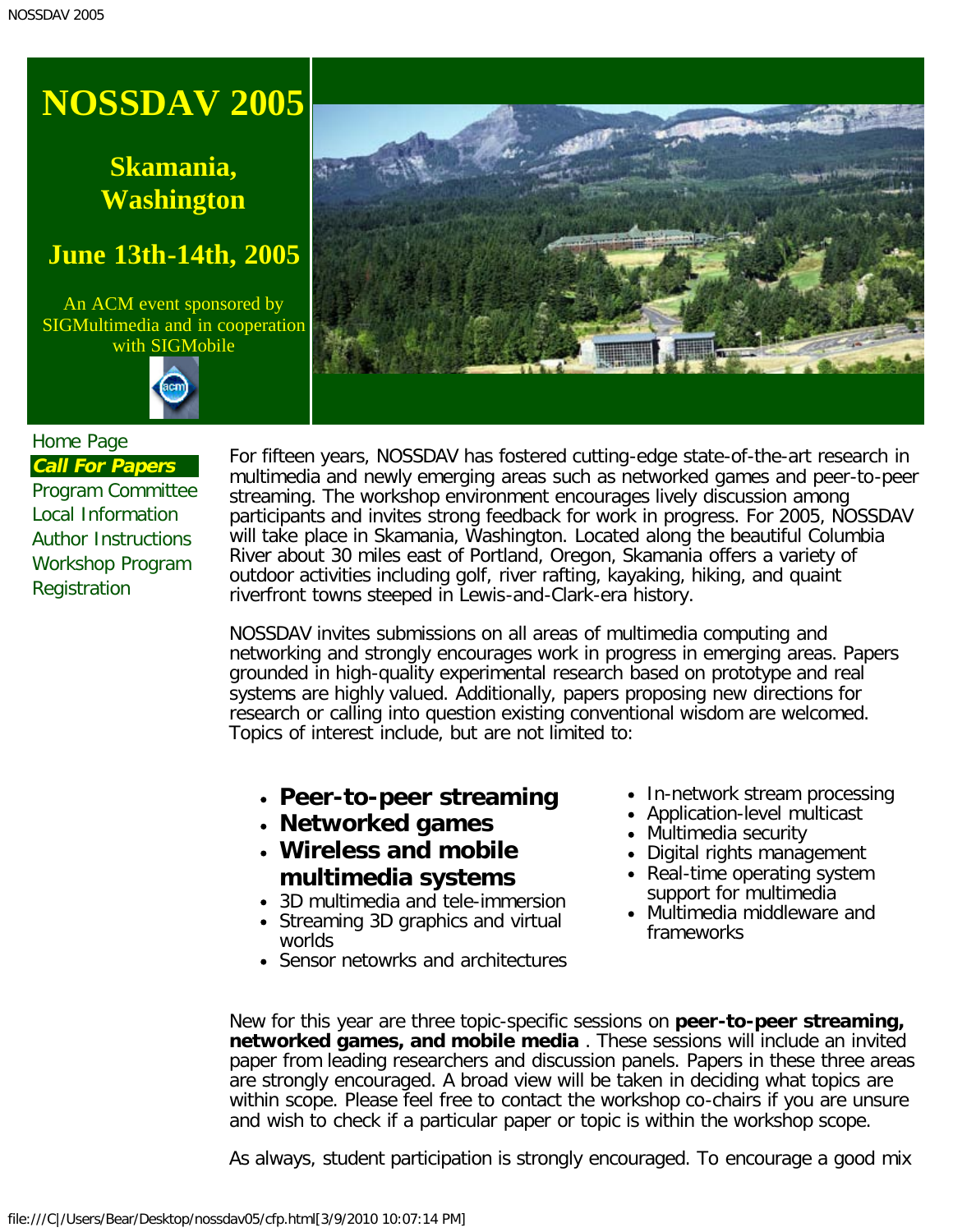# NOSSDAV 2005

## Skamania, Washington

## June 13th-14th, 2005

An ACM event sponsored by SIGMultimedia and in cooperation with SIGMobile

- Home Page
- ***Call For Papers***
- Program Committee
- Local Information
- Author Instructions
- Workshop Program
- Registration

For fifteen years, NOSSDAV has fostered cutting-edge state-of-the-art research in multimedia and newly emerging areas such as networked games and peer-to-peer streaming. The workshop environment encourages lively discussion among participants and invites strong feedback for work in progress. For 2005, NOSSDAV will take place in Skamania, Washington. Located along the beautiful Columbia River about 30 miles east of Portland, Oregon, Skamania offers a variety of outdoor activities including golf, river rafting, kayaking, hiking, and quaint riverfront towns steeped in Lewis-and-Clark-era history.

NOSSDAV invites submissions on all areas of multimedia computing and networking and strongly encourages work in progress in emerging areas. Papers grounded in high-quality experimental research based on prototype and real systems are highly valued. Additionally, papers proposing new directions for research or calling into question existing conventional wisdom are welcomed. Topics of interest include, but are not limited to:

- **Peer-to-peer streaming**
- **Networked games**
- **Wireless and mobile multimedia systems**
- 3D multimedia and tele-immersion
- Streaming 3D graphics and virtual worlds
- Sensor netowrks and architectures
- In-network stream processing
- Application-level multicast
- Multimedia security
- Digital rights management
- Real-time operating system support for multimedia
- Multimedia middleware and frameworks

New for this year are three topic-specific sessions on **peer-to-peer streaming, networked games, and mobile media** . These sessions will include an invited paper from leading researchers and discussion panels. Papers in these three areas are strongly encouraged. A broad view will be taken in deciding what topics are within scope. Please feel free to contact the workshop co-chairs if you are unsure and wish to check if a particular paper or topic is within the workshop scope.

As always, student participation is strongly encouraged. To encourage a good mix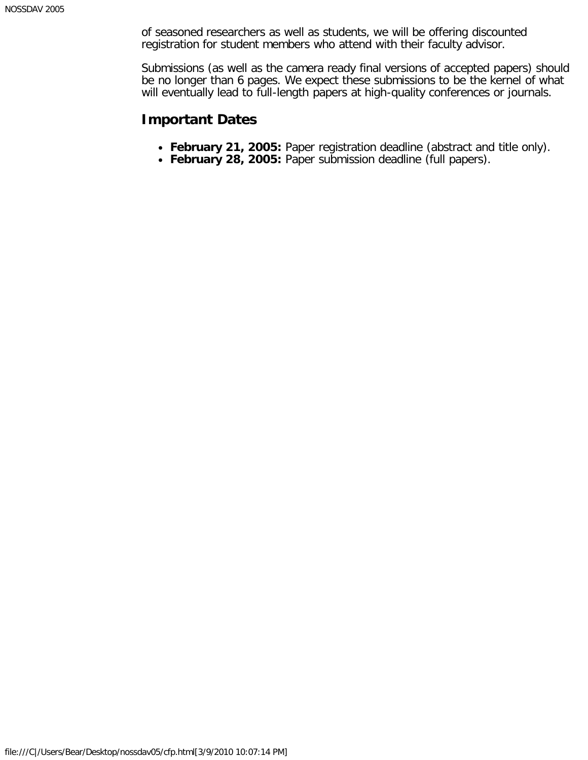of seasoned researchers as well as students, we will be offering discounted registration for student members who attend with their faculty advisor.

Submissions (as well as the camera ready final versions of accepted papers) should be no longer than 6 pages. We expect these submissions to be the kernel of what will eventually lead to full-length papers at high-quality conferences or journals.

## Important Dates

- **February 21, 2005:** Paper registration deadline (abstract and title only).
- **February 28, 2005:** Paper submission deadline (full papers).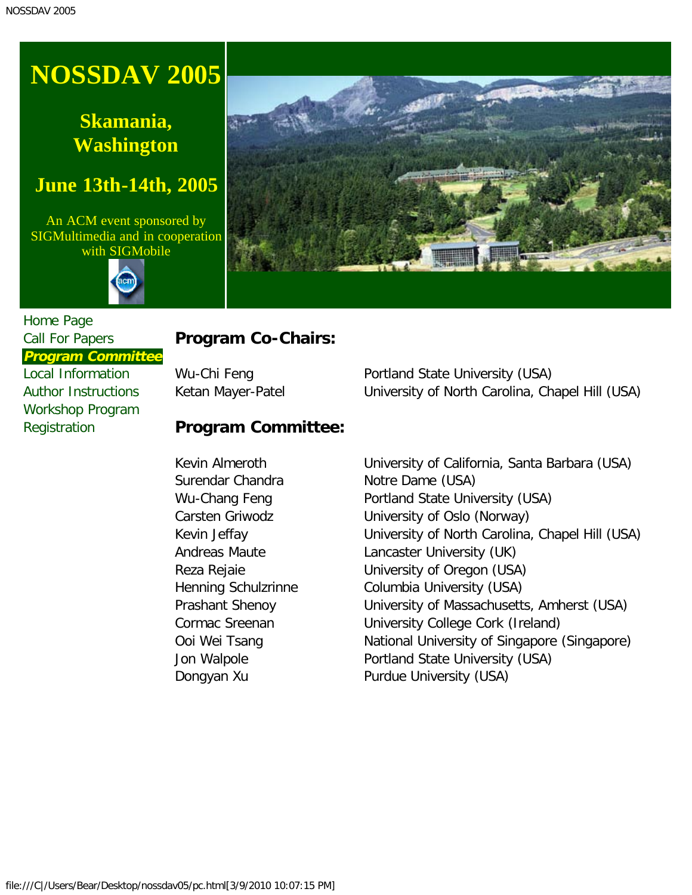# NOSSDAV 2005

## Skamania, Washington

## June 13th-14th, 2005

An ACM event sponsored by SIGMultimedia and in cooperation with SIGMobile

- Home Page
- Call For Papers
- ***Program Committee***
- Local Information
- Author Instructions
- Workshop Program
- Registration

## Program Co-Chairs:

| | |
|---|---|
| Wu-Chi Feng | Portland State University (USA) |
| Ketan Mayer-Patel | University of North Carolina, Chapel Hill (USA) |

## Program Committee:

| | |
|---|---|
| Kevin Almeroth | University of California, Santa Barbara (USA) |
| Surendar Chandra | Notre Dame (USA) |
| Wu-Chang Feng | Portland State University (USA) |
| Carsten Griwodz | University of Oslo (Norway) |
| Kevin Jeffay | University of North Carolina, Chapel Hill (USA) |
| Andreas Maute | Lancaster University (UK) |
| Reza Rejaie | University of Oregon (USA) |
| Henning Schulzrinne | Columbia University (USA) |
| Prashant Shenoy | University of Massachusetts, Amherst (USA) |
| Cormac Sreenan | University College Cork (Ireland) |
| Ooi Wei Tsang | National University of Singapore (Singapore) |
| Jon Walpole | Portland State University (USA) |
| Dongyan Xu | Purdue University (USA) |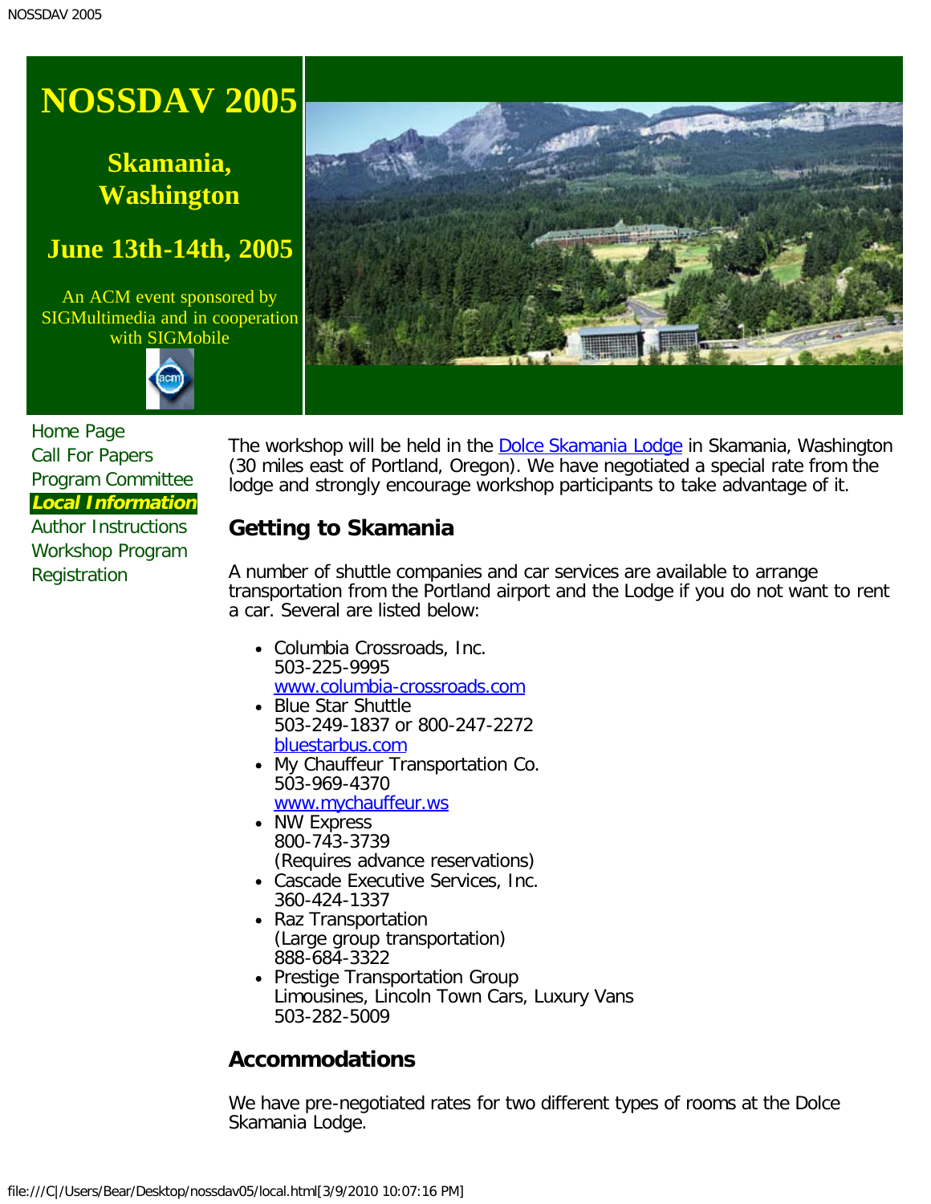# NOSSDAV 2005

## Skamania, Washington

## June 13th-14th, 2005

An ACM event sponsored by SIGMultimedia and in cooperation with SIGMobile

Home Page
Call For Papers
Program Committee
**Local Information**
Author Instructions
Workshop Program
Registration

The workshop will be held in the Dolce Skamania Lodge in Skamania, Washington (30 miles east of Portland, Oregon). We have negotiated a special rate from the lodge and strongly encourage workshop participants to take advantage of it.

## Getting to Skamania

A number of shuttle companies and car services are available to arrange transportation from the Portland airport and the Lodge if you do not want to rent a car. Several are listed below:

- Columbia Crossroads, Inc.
  503-225-9995
  www.columbia-crossroads.com
- Blue Star Shuttle
  503-249-1837 or 800-247-2272
  bluestarbus.com
- My Chauffeur Transportation Co.
  503-969-4370
  www.mychauffeur.ws
- NW Express
  800-743-3739
  (Requires advance reservations)
- Cascade Executive Services, Inc.
  360-424-1337
- Raz Transportation
  (Large group transportation)
  888-684-3322
- Prestige Transportation Group
  Limousines, Lincoln Town Cars, Luxury Vans
  503-282-5009

## Accommodations

We have pre-negotiated rates for two different types of rooms at the Dolce Skamania Lodge.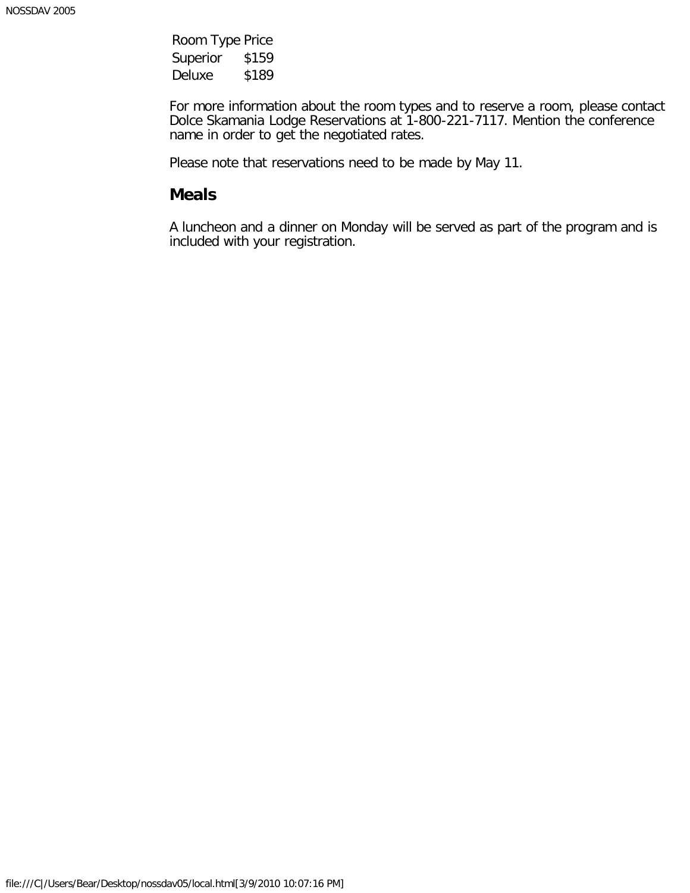| Room Type | Price |
| --- | --- |
| Superior | $159 |
| Deluxe | $189 |

For more information about the room types and to reserve a room, please contact Dolce Skamania Lodge Reservations at 1-800-221-7117. Mention the conference name in order to get the negotiated rates.

Please note that reservations need to be made by May 11.

## Meals

A luncheon and a dinner on Monday will be served as part of the program and is included with your registration.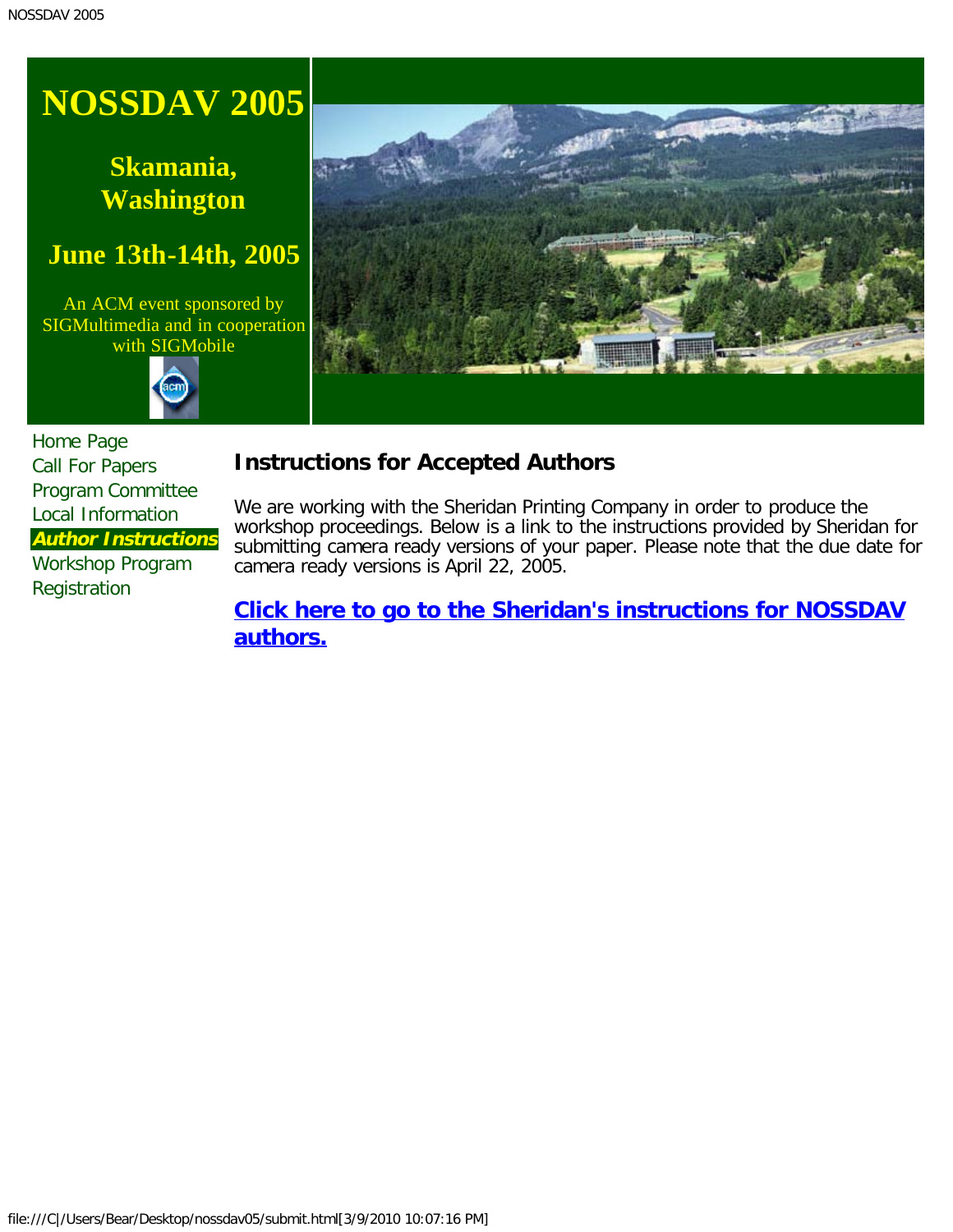# NOSSDAV 2005

## Skamania, Washington

## June 13th-14th, 2005

An ACM event sponsored by SIGMultimedia and in cooperation with SIGMobile

- Home Page
- Call For Papers
- Program Committee
- Local Information
- ***Author Instructions***
- Workshop Program
- Registration

### Instructions for Accepted Authors

We are working with the Sheridan Printing Company in order to produce the workshop proceedings. Below is a link to the instructions provided by Sheridan for submitting camera ready versions of your paper. Please note that the due date for camera ready versions is April 22, 2005.

**Click here to go to the Sheridan's instructions for NOSSDAV authors.**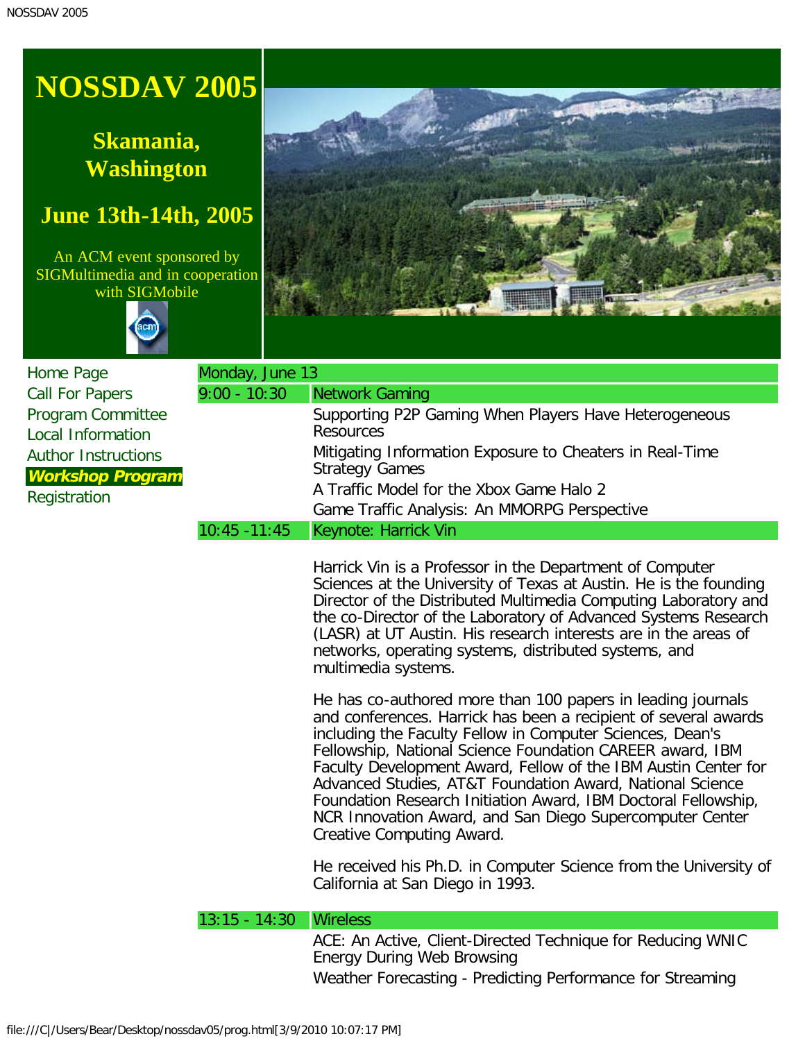# NOSSDAV 2005

## Skamania, Washington

## June 13th-14th, 2005

An ACM event sponsored by SIGMultimedia and in cooperation with SIGMobile

- Home Page
- Call For Papers
- Program Committee
- Local Information
- Author Instructions
- ***Workshop Program***
- Registration

| Monday, June 13 | |
|---|---|
| 9:00 - 10:30 | Network Gaming |
| | Supporting P2P Gaming When Players Have Heterogeneous Resources |
| | Mitigating Information Exposure to Cheaters in Real-Time Strategy Games |
| | A Traffic Model for the Xbox Game Halo 2 |
| | Game Traffic Analysis: An MMORPG Perspective |
| 10:45 -11:45 | Keynote: Harrick Vin |
| | Harrick Vin is a Professor in the Department of Computer Sciences at the University of Texas at Austin. He is the founding Director of the Distributed Multimedia Computing Laboratory and the co-Director of the Laboratory of Advanced Systems Research (LASR) at UT Austin. His research interests are in the areas of networks, operating systems, distributed systems, and multimedia systems. He has co-authored more than 100 papers in leading journals and conferences. Harrick has been a recipient of several awards including the Faculty Fellow in Computer Sciences, Dean's Fellowship, National Science Foundation CAREER award, IBM Faculty Development Award, Fellow of the IBM Austin Center for Advanced Studies, AT&T Foundation Award, National Science Foundation Research Initiation Award, IBM Doctoral Fellowship, NCR Innovation Award, and San Diego Supercomputer Center Creative Computing Award. He received his Ph.D. in Computer Science from the University of California at San Diego in 1993. |
| 13:15 - 14:30 | Wireless |
| | ACE: An Active, Client-Directed Technique for Reducing WNIC Energy During Web Browsing |
| | Weather Forecasting - Predicting Performance for Streaming |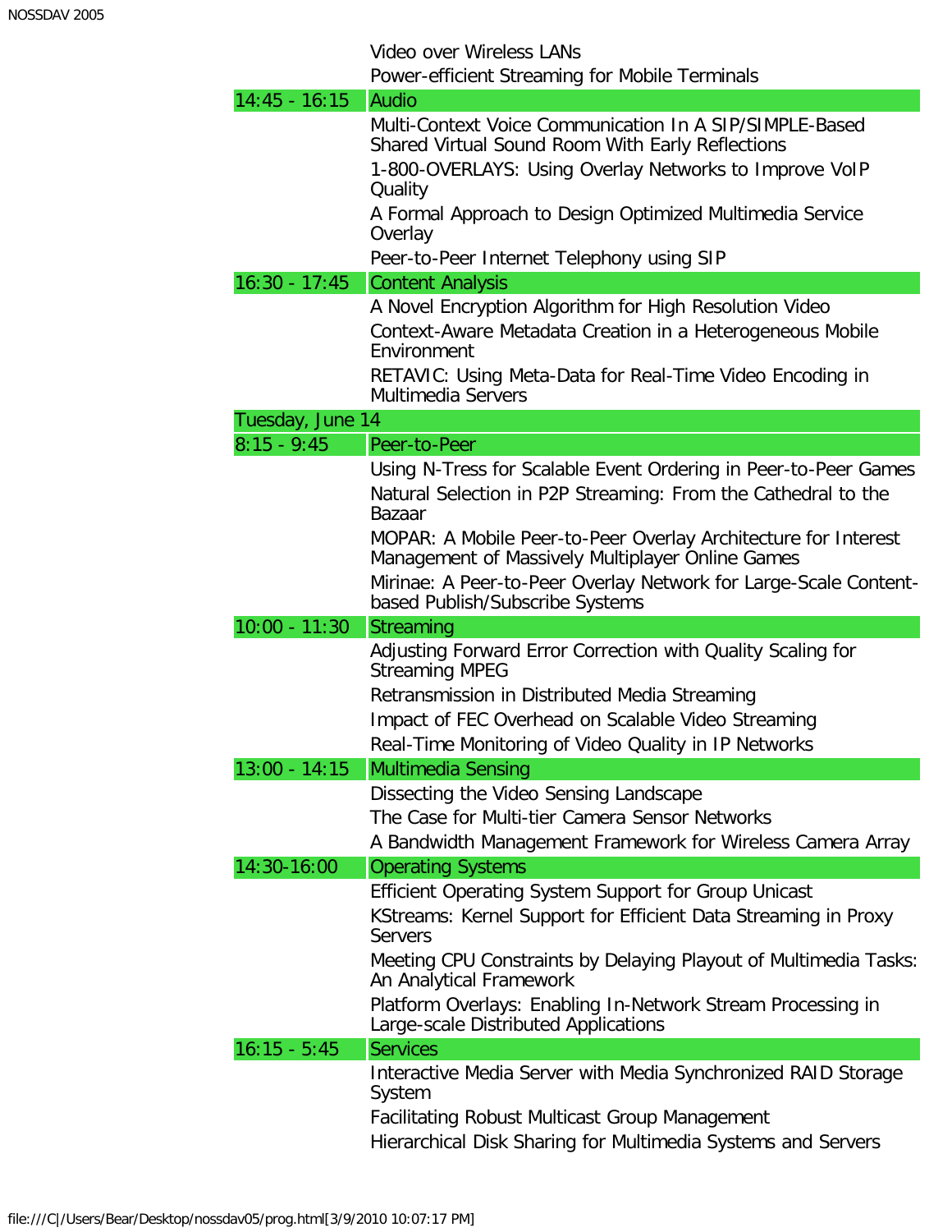| | |
|---|---|
| | Video over Wireless LANs |
| | Power-efficient Streaming for Mobile Terminals |
| 14:45 - 16:15 | Audio |
| | Multi-Context Voice Communication In A SIP/SIMPLE-Based Shared Virtual Sound Room With Early Reflections |
| | 1-800-OVERLAYS: Using Overlay Networks to Improve VoIP Quality |
| | A Formal Approach to Design Optimized Multimedia Service Overlay |
| | Peer-to-Peer Internet Telephony using SIP |
| 16:30 - 17:45 | Content Analysis |
| | A Novel Encryption Algorithm for High Resolution Video |
| | Context-Aware Metadata Creation in a Heterogeneous Mobile Environment |
| | RETAVIC: Using Meta-Data for Real-Time Video Encoding in Multimedia Servers |
| Tuesday, June 14 | |
| 8:15 - 9:45 | Peer-to-Peer |
| | Using N-Tress for Scalable Event Ordering in Peer-to-Peer Games |
| | Natural Selection in P2P Streaming: From the Cathedral to the Bazaar |
| | MOPAR: A Mobile Peer-to-Peer Overlay Architecture for Interest Management of Massively Multiplayer Online Games |
| | Mirinae: A Peer-to-Peer Overlay Network for Large-Scale Content-based Publish/Subscribe Systems |
| 10:00 - 11:30 | Streaming |
| | Adjusting Forward Error Correction with Quality Scaling for Streaming MPEG |
| | Retransmission in Distributed Media Streaming |
| | Impact of FEC Overhead on Scalable Video Streaming |
| | Real-Time Monitoring of Video Quality in IP Networks |
| 13:00 - 14:15 | Multimedia Sensing |
| | Dissecting the Video Sensing Landscape |
| | The Case for Multi-tier Camera Sensor Networks |
| | A Bandwidth Management Framework for Wireless Camera Array |
| 14:30-16:00 | Operating Systems |
| | Efficient Operating System Support for Group Unicast |
| | KStreams: Kernel Support for Efficient Data Streaming in Proxy Servers |
| | Meeting CPU Constraints by Delaying Playout of Multimedia Tasks: An Analytical Framework |
| | Platform Overlays: Enabling In-Network Stream Processing in Large-scale Distributed Applications |
| 16:15 - 5:45 | Services |
| | Interactive Media Server with Media Synchronized RAID Storage System |
| | Facilitating Robust Multicast Group Management |
| | Hierarchical Disk Sharing for Multimedia Systems and Servers |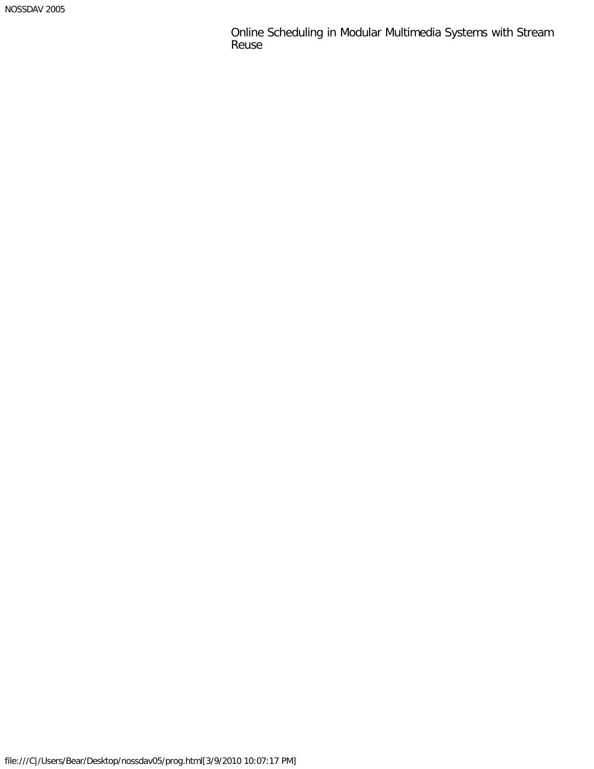Online Scheduling in Modular Multimedia Systems with Stream Reuse